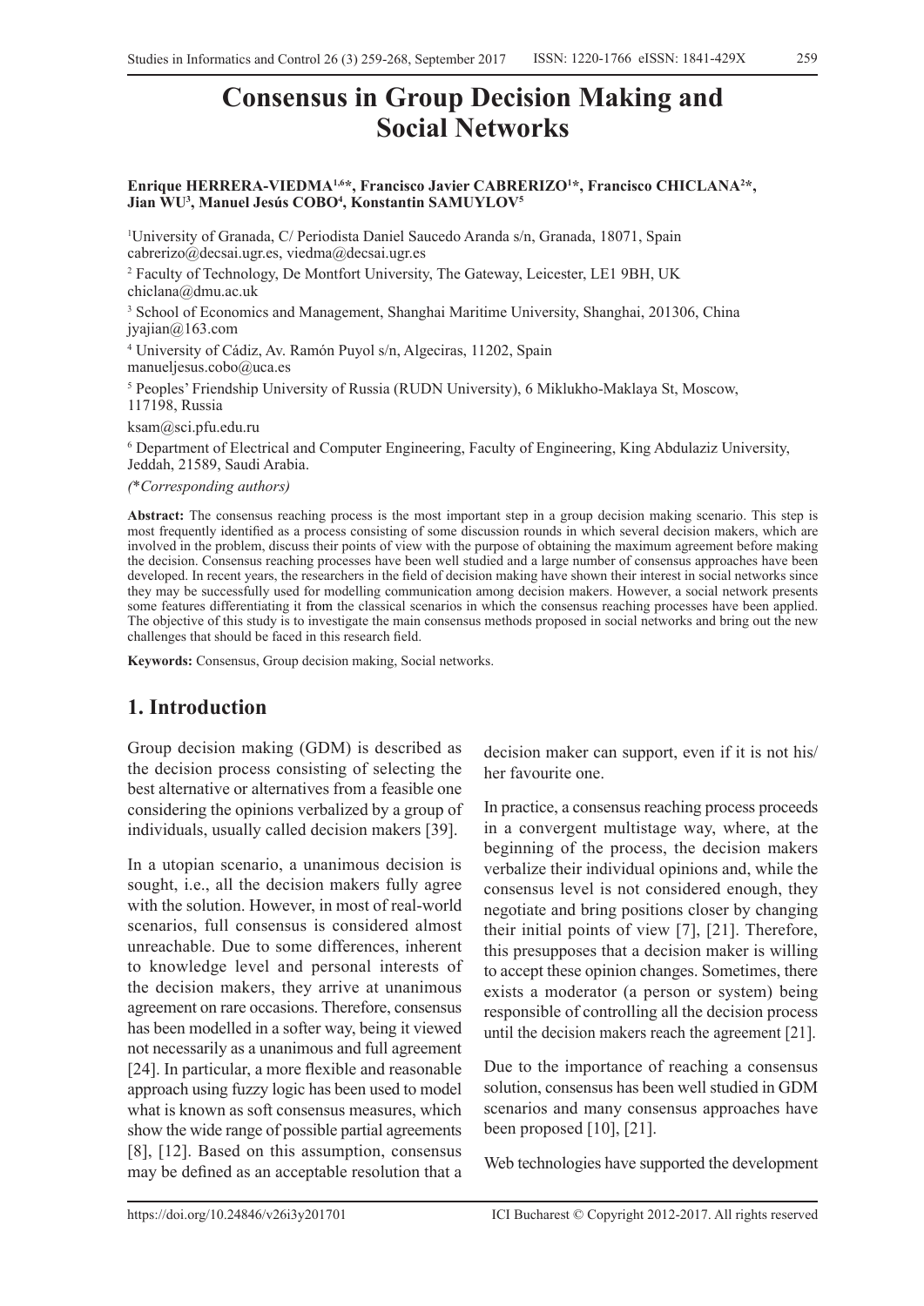# Consensus in Group Decision Making and Social Networks

**Enrique HERRERA-VIEDMA[1,6]\*, Francisco Javier CABRERIZO[1]\*, Francisco CHICLANA[2]\*, Jian WU[3], Manuel Jesús COBO[4], Konstantin SAMUYLOV[5]**

[1] University of Granada, C/ Periodista Daniel Saucedo Aranda s/n, Granada, 18071, Spain
cabrerizo@decsai.ugr.es, viedma@decsai.ugr.es

[2] Faculty of Technology, De Montfort University, The Gateway, Leicester, LE1 9BH, UK
chiclana@dmu.ac.uk

[3] School of Economics and Management, Shanghai Maritime University, Shanghai, 201306, China
jyajian@163.com

[4] University of Cádiz, Av. Ramón Puyol s/n, Algeciras, 11202, Spain
manueljesus.cobo@uca.es

[5] Peoples' Friendship University of Russia (RUDN University), 6 Miklukho-Maklaya St, Moscow, 117198, Russia
ksam@sci.pfu.edu.ru

[6] Department of Electrical and Computer Engineering, Faculty of Engineering, King Abdulaziz University, Jeddah, 21589, Saudi Arabia.

*(\*Corresponding authors)*

**Abstract:** The consensus reaching process is the most important step in a group decision making scenario. This step is most frequently identified as a process consisting of some discussion rounds in which several decision makers, which are involved in the problem, discuss their points of view with the purpose of obtaining the maximum agreement before making the decision. Consensus reaching processes have been well studied and a large number of consensus approaches have been developed. In recent years, the researchers in the field of decision making have shown their interest in social networks since they may be successfully used for modelling communication among decision makers. However, a social network presents some features differentiating it from the classical scenarios in which the consensus reaching processes have been applied. The objective of this study is to investigate the main consensus methods proposed in social networks and bring out the new challenges that should be faced in this research field.

**Keywords:** Consensus, Group decision making, Social networks.

## 1. Introduction

Group decision making (GDM) is described as the decision process consisting of selecting the best alternative or alternatives from a feasible one considering the opinions verbalized by a group of individuals, usually called decision makers [39].

In a utopian scenario, a unanimous decision is sought, i.e., all the decision makers fully agree with the solution. However, in most of real-world scenarios, full consensus is considered almost unreachable. Due to some differences, inherent to knowledge level and personal interests of the decision makers, they arrive at unanimous agreement on rare occasions. Therefore, consensus has been modelled in a softer way, being it viewed not necessarily as a unanimous and full agreement [24]. In particular, a more flexible and reasonable approach using fuzzy logic has been used to model what is known as soft consensus measures, which show the wide range of possible partial agreements [8], [12]. Based on this assumption, consensus may be defined as an acceptable resolution that a decision maker can support, even if it is not his/her favourite one.

In practice, a consensus reaching process proceeds in a convergent multistage way, where, at the beginning of the process, the decision makers verbalize their individual opinions and, while the consensus level is not considered enough, they negotiate and bring positions closer by changing their initial points of view [7], [21]. Therefore, this presupposes that a decision maker is willing to accept these opinion changes. Sometimes, there exists a moderator (a person or system) being responsible of controlling all the decision process until the decision makers reach the agreement [21].

Due to the importance of reaching a consensus solution, consensus has been well studied in GDM scenarios and many consensus approaches have been proposed [10], [21].

Web technologies have supported the development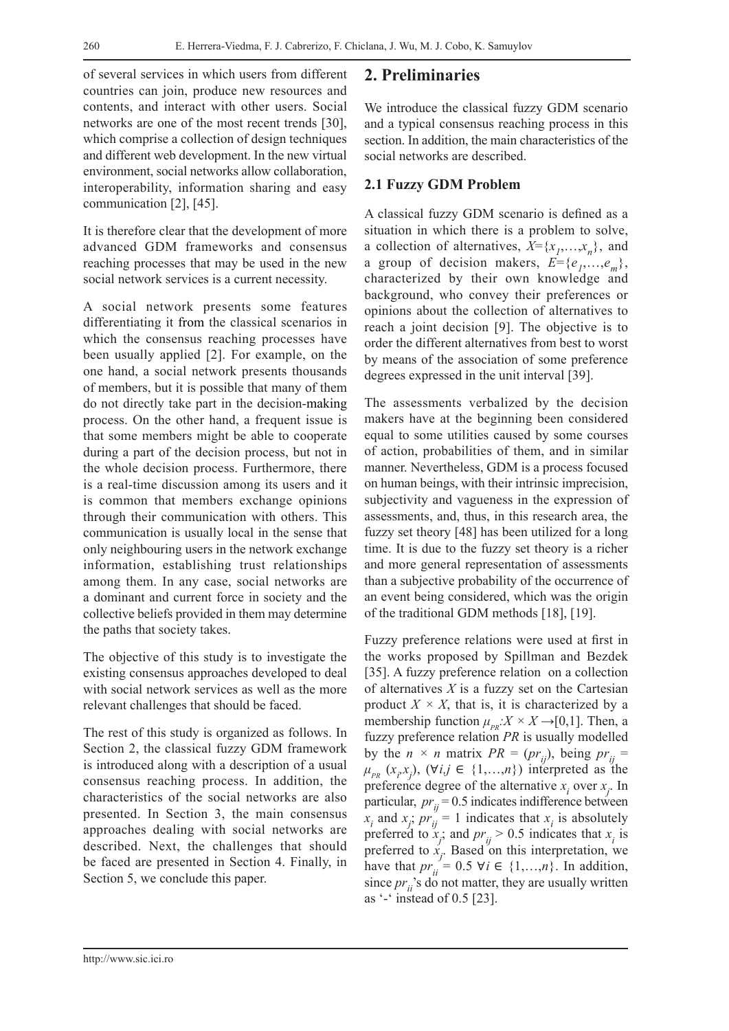of several services in which users from different countries can join, produce new resources and contents, and interact with other users. Social networks are one of the most recent trends [30], which comprise a collection of design techniques and different web development. In the new virtual environment, social networks allow collaboration, interoperability, information sharing and easy communication [2], [45].

It is therefore clear that the development of more advanced GDM frameworks and consensus reaching processes that may be used in the new social network services is a current necessity.

A social network presents some features differentiating it from the classical scenarios in which the consensus reaching processes have been usually applied [2]. For example, on the one hand, a social network presents thousands of members, but it is possible that many of them do not directly take part in the decision-making process. On the other hand, a frequent issue is that some members might be able to cooperate during a part of the decision process, but not in the whole decision process. Furthermore, there is a real-time discussion among its users and it is common that members exchange opinions through their communication with others. This communication is usually local in the sense that only neighbouring users in the network exchange information, establishing trust relationships among them. In any case, social networks are a dominant and current force in society and the collective beliefs provided in them may determine the paths that society takes.

The objective of this study is to investigate the existing consensus approaches developed to deal with social network services as well as the more relevant challenges that should be faced.

The rest of this study is organized as follows. In Section 2, the classical fuzzy GDM framework is introduced along with a description of a usual consensus reaching process. In addition, the characteristics of the social networks are also presented. In Section 3, the main consensus approaches dealing with social networks are described. Next, the challenges that should be faced are presented in Section 4. Finally, in Section 5, we conclude this paper.

## 2. Preliminaries

We introduce the classical fuzzy GDM scenario and a typical consensus reaching process in this section. In addition, the main characteristics of the social networks are described.

### 2.1 Fuzzy GDM Problem

A classical fuzzy GDM scenario is defined as a situation in which there is a problem to solve, a collection of alternatives, $X=\{x_1,\ldots,x_n\}$, and a group of decision makers, $E=\{e_1,\ldots,e_m\}$, characterized by their own knowledge and background, who convey their preferences or opinions about the collection of alternatives to reach a joint decision [9]. The objective is to order the different alternatives from best to worst by means of the association of some preference degrees expressed in the unit interval [39].

The assessments verbalized by the decision makers have at the beginning been considered equal to some utilities caused by some courses of action, probabilities of them, and in similar manner. Nevertheless, GDM is a process focused on human beings, with their intrinsic imprecision, subjectivity and vagueness in the expression of assessments, and, thus, in this research area, the fuzzy set theory [48] has been utilized for a long time. It is due to the fuzzy set theory is a richer and more general representation of assessments than a subjective probability of the occurrence of an event being considered, which was the origin of the traditional GDM methods [18], [19].

Fuzzy preference relations were used at first in the works proposed by Spillman and Bezdek [35]. A fuzzy preference relation on a collection of alternatives $X$ is a fuzzy set on the Cartesian product $X \times X$, that is, it is characterized by a membership function $\mu_{PR}: X \times X \rightarrow [0,1]$. Then, a fuzzy preference relation $PR$ is usually modelled by the $n \times n$ matrix $PR = (pr_{ij})$, being $pr_{ij} = \mu_{PR}(x_i,x_j)$, $(\forall i,j \in \{1,\ldots,n\})$ interpreted as the preference degree of the alternative $x_i$ over $x_j$. In particular, $pr_{ij} = 0.5$ indicates indifference between $x_i$ and $x_j$; $pr_{ij} = 1$ indicates that $x_i$ is absolutely preferred to $x_j$; and $pr_{ij} > 0.5$ indicates that $x_i$ is preferred to $x_j$. Based on this interpretation, we have that $pr_{ii} = 0.5$ $\forall i \in \{1,\ldots,n\}$. In addition, since $pr_{ii}$'s do not matter, they are usually written as '-' instead of 0.5 [23].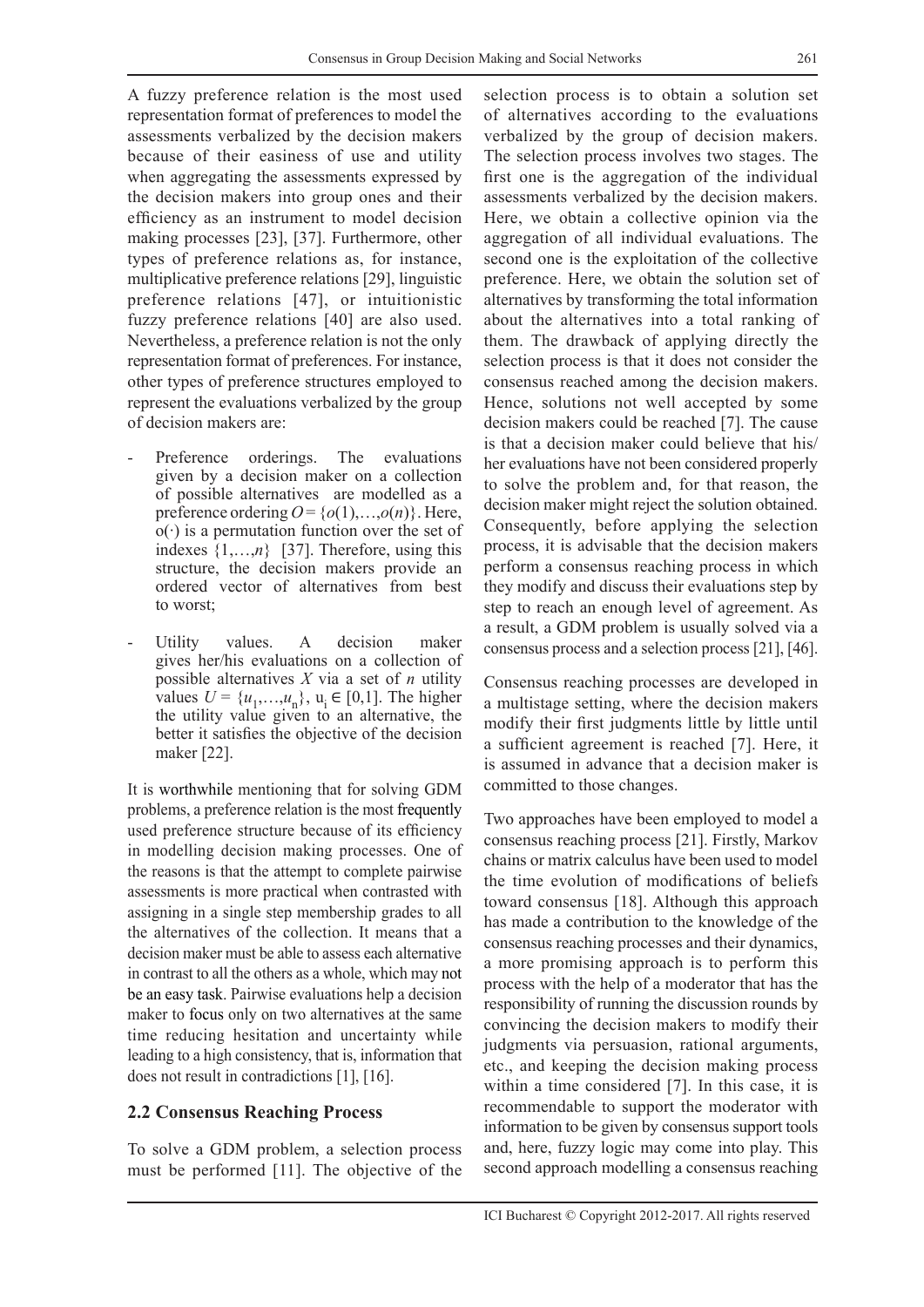A fuzzy preference relation is the most used representation format of preferences to model the assessments verbalized by the decision makers because of their easiness of use and utility when aggregating the assessments expressed by the decision makers into group ones and their efficiency as an instrument to model decision making processes [23], [37]. Furthermore, other types of preference relations as, for instance, multiplicative preference relations [29], linguistic preference relations [47], or intuitionistic fuzzy preference relations [40] are also used. Nevertheless, a preference relation is not the only representation format of preferences. For instance, other types of preference structures employed to represent the evaluations verbalized by the group of decision makers are:

- Preference orderings. The evaluations given by a decision maker on a collection of possible alternatives are modelled as a preference ordering $O = \{o(1),\ldots,o(n)\}$. Here, $o(\cdot)$ is a permutation function over the set of indexes $\{1,\ldots,n\}$ [37]. Therefore, using this structure, the decision makers provide an ordered vector of alternatives from best to worst;
- Utility values. A decision maker gives her/his evaluations on a collection of possible alternatives $X$ via a set of $n$ utility values $U = \{u_1,\ldots,u_n\}$, $u_i \in [0,1]$. The higher the utility value given to an alternative, the better it satisfies the objective of the decision maker [22].

It is worthwhile mentioning that for solving GDM problems, a preference relation is the most frequently used preference structure because of its efficiency in modelling decision making processes. One of the reasons is that the attempt to complete pairwise assessments is more practical when contrasted with assigning in a single step membership grades to all the alternatives of the collection. It means that a decision maker must be able to assess each alternative in contrast to all the others as a whole, which may not be an easy task. Pairwise evaluations help a decision maker to focus only on two alternatives at the same time reducing hesitation and uncertainty while leading to a high consistency, that is, information that does not result in contradictions [1], [16].

## 2.2 Consensus Reaching Process

To solve a GDM problem, a selection process must be performed [11]. The objective of the selection process is to obtain a solution set of alternatives according to the evaluations verbalized by the group of decision makers. The selection process involves two stages. The first one is the aggregation of the individual assessments verbalized by the decision makers. Here, we obtain a collective opinion via the aggregation of all individual evaluations. The second one is the exploitation of the collective preference. Here, we obtain the solution set of alternatives by transforming the total information about the alternatives into a total ranking of them. The drawback of applying directly the selection process is that it does not consider the consensus reached among the decision makers. Hence, solutions not well accepted by some decision makers could be reached [7]. The cause is that a decision maker could believe that his/her evaluations have not been considered properly to solve the problem and, for that reason, the decision maker might reject the solution obtained. Consequently, before applying the selection process, it is advisable that the decision makers perform a consensus reaching process in which they modify and discuss their evaluations step by step to reach an enough level of agreement. As a result, a GDM problem is usually solved via a consensus process and a selection process [21], [46].

Consensus reaching processes are developed in a multistage setting, where the decision makers modify their first judgments little by little until a sufficient agreement is reached [7]. Here, it is assumed in advance that a decision maker is committed to those changes.

Two approaches have been employed to model a consensus reaching process [21]. Firstly, Markov chains or matrix calculus have been used to model the time evolution of modifications of beliefs toward consensus [18]. Although this approach has made a contribution to the knowledge of the consensus reaching processes and their dynamics, a more promising approach is to perform this process with the help of a moderator that has the responsibility of running the discussion rounds by convincing the decision makers to modify their judgments via persuasion, rational arguments, etc., and keeping the decision making process within a time considered [7]. In this case, it is recommendable to support the moderator with information to be given by consensus support tools and, here, fuzzy logic may come into play. This second approach modelling a consensus reaching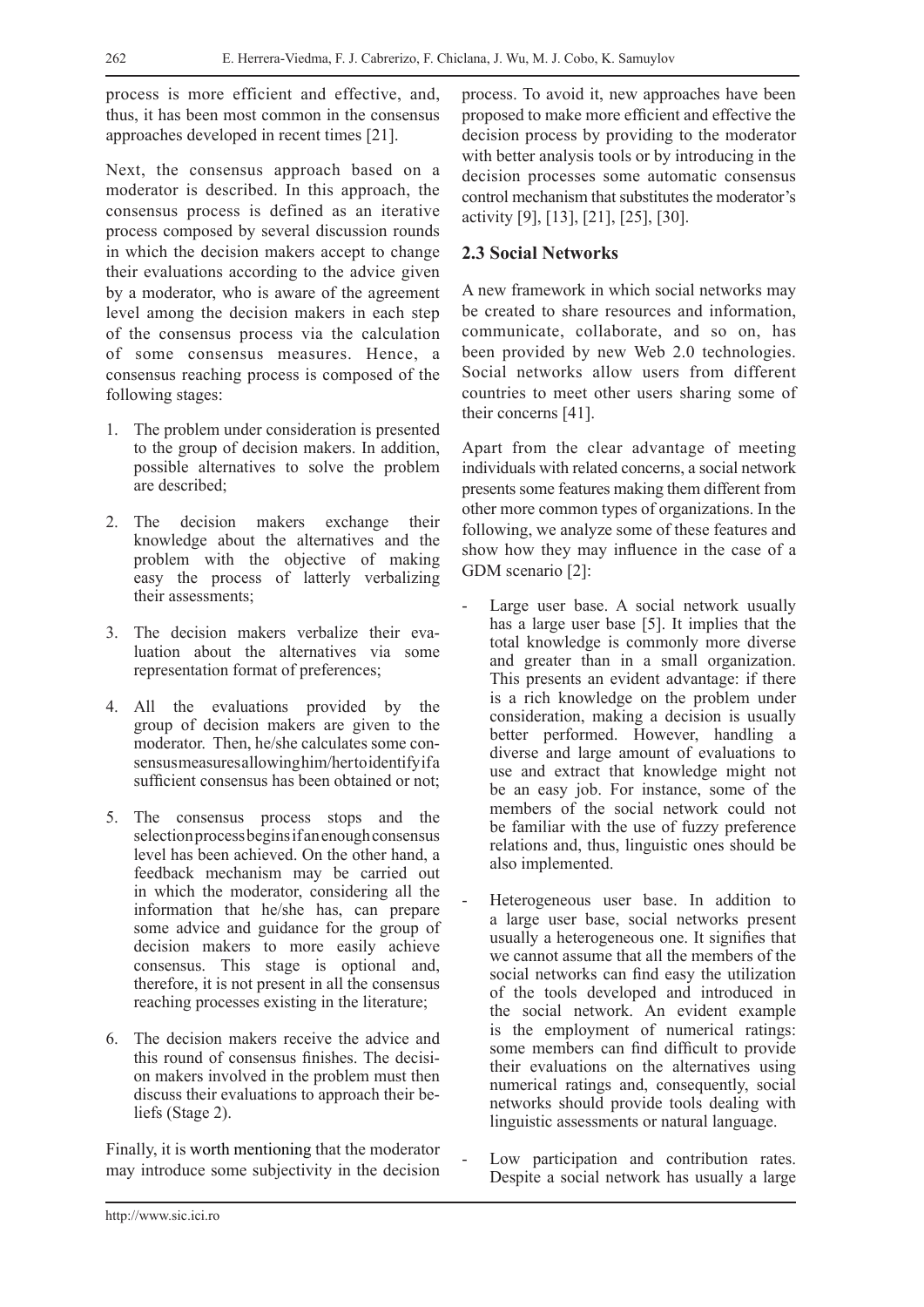process is more efficient and effective, and, thus, it has been most common in the consensus approaches developed in recent times [21].

Next, the consensus approach based on a moderator is described. In this approach, the consensus process is defined as an iterative process composed by several discussion rounds in which the decision makers accept to change their evaluations according to the advice given by a moderator, who is aware of the agreement level among the decision makers in each step of the consensus process via the calculation of some consensus measures. Hence, a consensus reaching process is composed of the following stages:

1. The problem under consideration is presented to the group of decision makers. In addition, possible alternatives to solve the problem are described;
2. The decision makers exchange their knowledge about the alternatives and the problem with the objective of making easy the process of latterly verbalizing their assessments;
3. The decision makers verbalize their evaluation about the alternatives via some representation format of preferences;
4. All the evaluations provided by the group of decision makers are given to the moderator. Then, he/she calculates some consensus measures allowing him/her to identify if a sufficient consensus has been obtained or not;
5. The consensus process stops and the selection process begins if an enough consensus level has been achieved. On the other hand, a feedback mechanism may be carried out in which the moderator, considering all the information that he/she has, can prepare some advice and guidance for the group of decision makers to more easily achieve consensus. This stage is optional and, therefore, it is not present in all the consensus reaching processes existing in the literature;
6. The decision makers receive the advice and this round of consensus finishes. The decision makers involved in the problem must then discuss their evaluations to approach their beliefs (Stage 2).

Finally, it is worth mentioning that the moderator may introduce some subjectivity in the decision process. To avoid it, new approaches have been proposed to make more efficient and effective the decision process by providing to the moderator with better analysis tools or by introducing in the decision processes some automatic consensus control mechanism that substitutes the moderator's activity [9], [13], [21], [25], [30].

## 2.3 Social Networks

A new framework in which social networks may be created to share resources and information, communicate, collaborate, and so on, has been provided by new Web 2.0 technologies. Social networks allow users from different countries to meet other users sharing some of their concerns [41].

Apart from the clear advantage of meeting individuals with related concerns, a social network presents some features making them different from other more common types of organizations. In the following, we analyze some of these features and show how they may influence in the case of a GDM scenario [2]:

- Large user base. A social network usually has a large user base [5]. It implies that the total knowledge is commonly more diverse and greater than in a small organization. This presents an evident advantage: if there is a rich knowledge on the problem under consideration, making a decision is usually better performed. However, handling a diverse and large amount of evaluations to use and extract that knowledge might not be an easy job. For instance, some of the members of the social network could not be familiar with the use of fuzzy preference relations and, thus, linguistic ones should be also implemented.
- Heterogeneous user base. In addition to a large user base, social networks present usually a heterogeneous one. It signifies that we cannot assume that all the members of the social networks can find easy the utilization of the tools developed and introduced in the social network. An evident example is the employment of numerical ratings: some members can find difficult to provide their evaluations on the alternatives using numerical ratings and, consequently, social networks should provide tools dealing with linguistic assessments or natural language.
- Low participation and contribution rates. Despite a social network has usually a large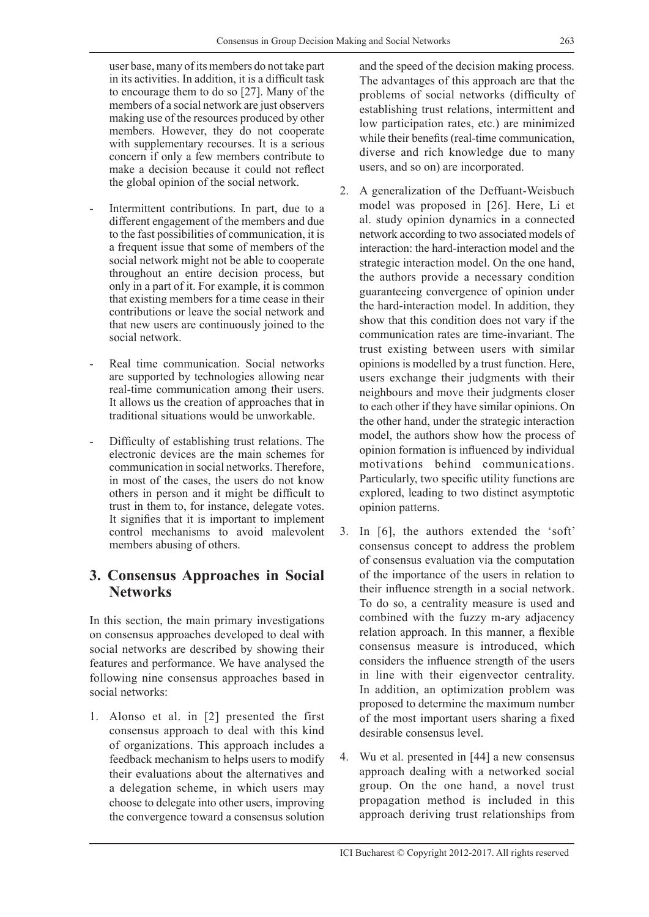user base, many of its members do not take part in its activities. In addition, it is a difficult task to encourage them to do so [27]. Many of the members of a social network are just observers making use of the resources produced by other members. However, they do not cooperate with supplementary recourses. It is a serious concern if only a few members contribute to make a decision because it could not reflect the global opinion of the social network.

- Intermittent contributions. In part, due to a different engagement of the members and due to the fast possibilities of communication, it is a frequent issue that some of members of the social network might not be able to cooperate throughout an entire decision process, but only in a part of it. For example, it is common that existing members for a time cease in their contributions or leave the social network and that new users are continuously joined to the social network.
- Real time communication. Social networks are supported by technologies allowing near real-time communication among their users. It allows us the creation of approaches that in traditional situations would be unworkable.
- Difficulty of establishing trust relations. The electronic devices are the main schemes for communication in social networks. Therefore, in most of the cases, the users do not know others in person and it might be difficult to trust in them to, for instance, delegate votes. It signifies that it is important to implement control mechanisms to avoid malevolent members abusing of others.

## 3. Consensus Approaches in Social Networks

In this section, the main primary investigations on consensus approaches developed to deal with social networks are described by showing their features and performance. We have analysed the following nine consensus approaches based in social networks:

1. Alonso et al. in [2] presented the first consensus approach to deal with this kind of organizations. This approach includes a feedback mechanism to helps users to modify their evaluations about the alternatives and a delegation scheme, in which users may choose to delegate into other users, improving the convergence toward a consensus solution and the speed of the decision making process. The advantages of this approach are that the problems of social networks (difficulty of establishing trust relations, intermittent and low participation rates, etc.) are minimized while their benefits (real-time communication, diverse and rich knowledge due to many users, and so on) are incorporated.
2. A generalization of the Deffuant-Weisbuch model was proposed in [26]. Here, Li et al. study opinion dynamics in a connected network according to two associated models of interaction: the hard-interaction model and the strategic interaction model. On the one hand, the authors provide a necessary condition guaranteeing convergence of opinion under the hard-interaction model. In addition, they show that this condition does not vary if the communication rates are time-invariant. The trust existing between users with similar opinions is modelled by a trust function. Here, users exchange their judgments with their neighbours and move their judgments closer to each other if they have similar opinions. On the other hand, under the strategic interaction model, the authors show how the process of opinion formation is influenced by individual motivations behind communications. Particularly, two specific utility functions are explored, leading to two distinct asymptotic opinion patterns.
3. In [6], the authors extended the 'soft' consensus concept to address the problem of consensus evaluation via the computation of the importance of the users in relation to their influence strength in a social network. To do so, a centrality measure is used and combined with the fuzzy m-ary adjacency relation approach. In this manner, a flexible consensus measure is introduced, which considers the influence strength of the users in line with their eigenvector centrality. In addition, an optimization problem was proposed to determine the maximum number of the most important users sharing a fixed desirable consensus level.
4. Wu et al. presented in [44] a new consensus approach dealing with a networked social group. On the one hand, a novel trust propagation method is included in this approach deriving trust relationships from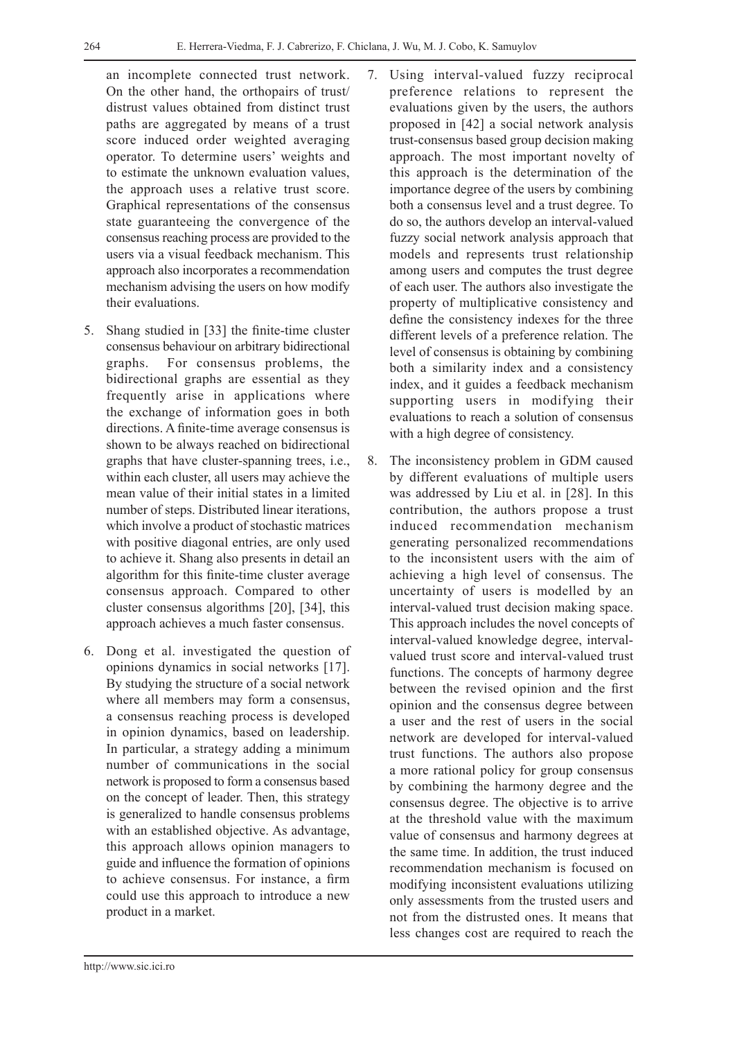an incomplete connected trust network. On the other hand, the orthopairs of trust/distrust values obtained from distinct trust paths are aggregated by means of a trust score induced order weighted averaging operator. To determine users' weights and to estimate the unknown evaluation values, the approach uses a relative trust score. Graphical representations of the consensus state guaranteeing the convergence of the consensus reaching process are provided to the users via a visual feedback mechanism. This approach also incorporates a recommendation mechanism advising the users on how modify their evaluations.

5. Shang studied in [33] the finite-time cluster consensus behaviour on arbitrary bidirectional graphs. For consensus problems, the bidirectional graphs are essential as they frequently arise in applications where the exchange of information goes in both directions. A finite-time average consensus is shown to be always reached on bidirectional graphs that have cluster-spanning trees, i.e., within each cluster, all users may achieve the mean value of their initial states in a limited number of steps. Distributed linear iterations, which involve a product of stochastic matrices with positive diagonal entries, are only used to achieve it. Shang also presents in detail an algorithm for this finite-time cluster average consensus approach. Compared to other cluster consensus algorithms [20], [34], this approach achieves a much faster consensus.

6. Dong et al. investigated the question of opinions dynamics in social networks [17]. By studying the structure of a social network where all members may form a consensus, a consensus reaching process is developed in opinion dynamics, based on leadership. In particular, a strategy adding a minimum number of communications in the social network is proposed to form a consensus based on the concept of leader. Then, this strategy is generalized to handle consensus problems with an established objective. As advantage, this approach allows opinion managers to guide and influence the formation of opinions to achieve consensus. For instance, a firm could use this approach to introduce a new product in a market.

7. Using interval-valued fuzzy reciprocal preference relations to represent the evaluations given by the users, the authors proposed in [42] a social network analysis trust-consensus based group decision making approach. The most important novelty of this approach is the determination of the importance degree of the users by combining both a consensus level and a trust degree. To do so, the authors develop an interval-valued fuzzy social network analysis approach that models and represents trust relationship among users and computes the trust degree of each user. The authors also investigate the property of multiplicative consistency and define the consistency indexes for the three different levels of a preference relation. The level of consensus is obtaining by combining both a similarity index and a consistency index, and it guides a feedback mechanism supporting users in modifying their evaluations to reach a solution of consensus with a high degree of consistency.

8. The inconsistency problem in GDM caused by different evaluations of multiple users was addressed by Liu et al. in [28]. In this contribution, the authors propose a trust induced recommendation mechanism generating personalized recommendations to the inconsistent users with the aim of achieving a high level of consensus. The uncertainty of users is modelled by an interval-valued trust decision making space. This approach includes the novel concepts of interval-valued knowledge degree, interval-valued trust score and interval-valued trust functions. The concepts of harmony degree between the revised opinion and the first opinion and the consensus degree between a user and the rest of users in the social network are developed for interval-valued trust functions. The authors also propose a more rational policy for group consensus by combining the harmony degree and the consensus degree. The objective is to arrive at the threshold value with the maximum value of consensus and harmony degrees at the same time. In addition, the trust induced recommendation mechanism is focused on modifying inconsistent evaluations utilizing only assessments from the trusted users and not from the distrusted ones. It means that less changes cost are required to reach the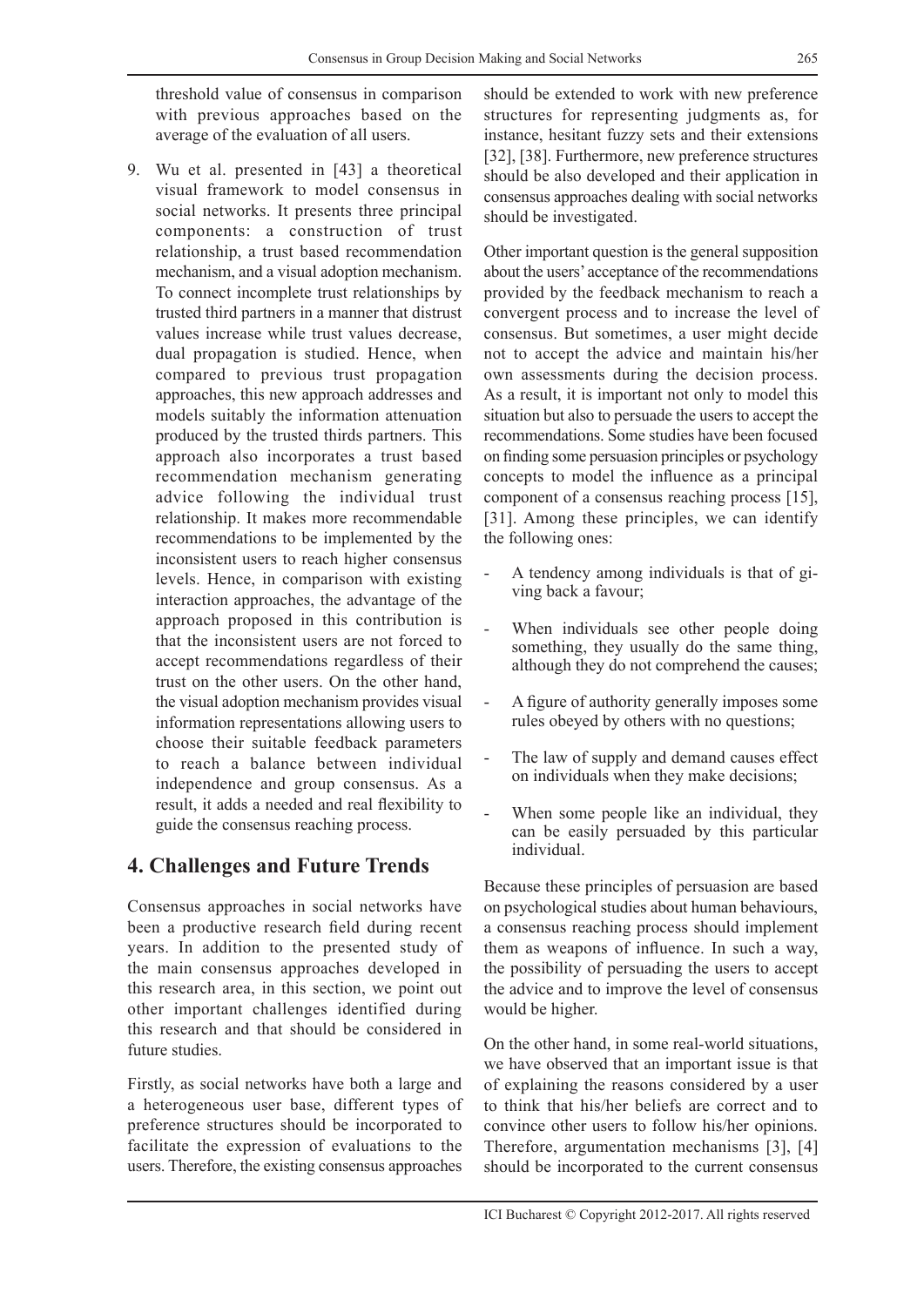threshold value of consensus in comparison with previous approaches based on the average of the evaluation of all users.

9. Wu et al. presented in [43] a theoretical visual framework to model consensus in social networks. It presents three principal components: a construction of trust relationship, a trust based recommendation mechanism, and a visual adoption mechanism. To connect incomplete trust relationships by trusted third partners in a manner that distrust values increase while trust values decrease, dual propagation is studied. Hence, when compared to previous trust propagation approaches, this new approach addresses and models suitably the information attenuation produced by the trusted thirds partners. This approach also incorporates a trust based recommendation mechanism generating advice following the individual trust relationship. It makes more recommendable recommendations to be implemented by the inconsistent users to reach higher consensus levels. Hence, in comparison with existing interaction approaches, the advantage of the approach proposed in this contribution is that the inconsistent users are not forced to accept recommendations regardless of their trust on the other users. On the other hand, the visual adoption mechanism provides visual information representations allowing users to choose their suitable feedback parameters to reach a balance between individual independence and group consensus. As a result, it adds a needed and real flexibility to guide the consensus reaching process.

## 4. Challenges and Future Trends

Consensus approaches in social networks have been a productive research field during recent years. In addition to the presented study of the main consensus approaches developed in this research area, in this section, we point out other important challenges identified during this research and that should be considered in future studies.

Firstly, as social networks have both a large and a heterogeneous user base, different types of preference structures should be incorporated to facilitate the expression of evaluations to the users. Therefore, the existing consensus approaches should be extended to work with new preference structures for representing judgments as, for instance, hesitant fuzzy sets and their extensions [32], [38]. Furthermore, new preference structures should be also developed and their application in consensus approaches dealing with social networks should be investigated.

Other important question is the general supposition about the users' acceptance of the recommendations provided by the feedback mechanism to reach a convergent process and to increase the level of consensus. But sometimes, a user might decide not to accept the advice and maintain his/her own assessments during the decision process. As a result, it is important not only to model this situation but also to persuade the users to accept the recommendations. Some studies have been focused on finding some persuasion principles or psychology concepts to model the influence as a principal component of a consensus reaching process [15], [31]. Among these principles, we can identify the following ones:

- A tendency among individuals is that of giving back a favour;
- When individuals see other people doing something, they usually do the same thing, although they do not comprehend the causes;
- A figure of authority generally imposes some rules obeyed by others with no questions;
- The law of supply and demand causes effect on individuals when they make decisions;
- When some people like an individual, they can be easily persuaded by this particular individual.

Because these principles of persuasion are based on psychological studies about human behaviours, a consensus reaching process should implement them as weapons of influence. In such a way, the possibility of persuading the users to accept the advice and to improve the level of consensus would be higher.

On the other hand, in some real-world situations, we have observed that an important issue is that of explaining the reasons considered by a user to think that his/her beliefs are correct and to convince other users to follow his/her opinions. Therefore, argumentation mechanisms [3], [4] should be incorporated to the current consensus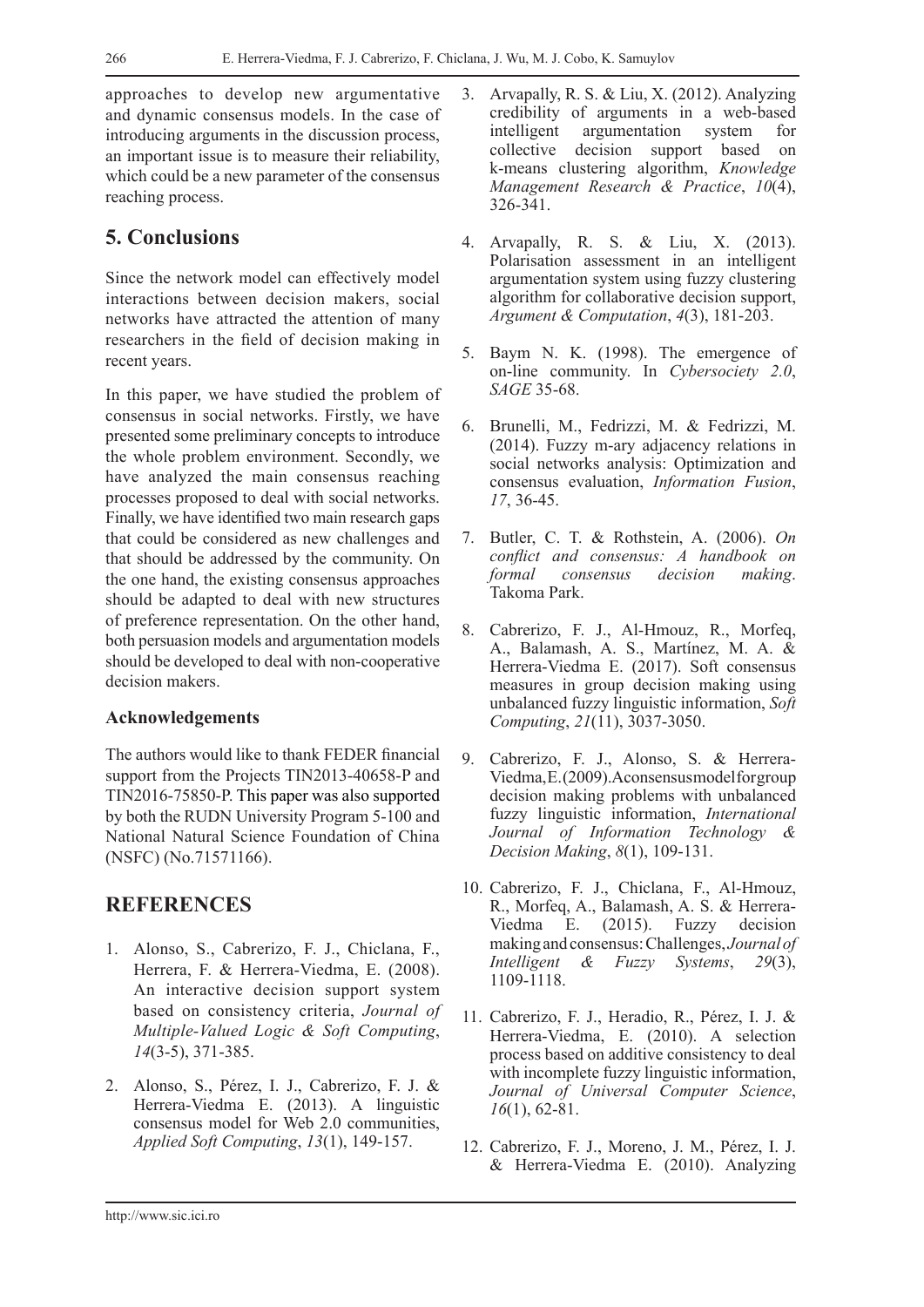approaches to develop new argumentative and dynamic consensus models. In the case of introducing arguments in the discussion process, an important issue is to measure their reliability, which could be a new parameter of the consensus reaching process.

## 5. Conclusions

Since the network model can effectively model interactions between decision makers, social networks have attracted the attention of many researchers in the field of decision making in recent years.

In this paper, we have studied the problem of consensus in social networks. Firstly, we have presented some preliminary concepts to introduce the whole problem environment. Secondly, we have analyzed the main consensus reaching processes proposed to deal with social networks. Finally, we have identified two main research gaps that could be considered as new challenges and that should be addressed by the community. On the one hand, the existing consensus approaches should be adapted to deal with new structures of preference representation. On the other hand, both persuasion models and argumentation models should be developed to deal with non-cooperative decision makers.

### Acknowledgements

The authors would like to thank FEDER financial support from the Projects TIN2013-40658-P and TIN2016-75850-P. This paper was also supported by both the RUDN University Program 5-100 and National Natural Science Foundation of China (NSFC) (No.71571166).

## REFERENCES

1. Alonso, S., Cabrerizo, F. J., Chiclana, F., Herrera, F. & Herrera-Viedma, E. (2008). An interactive decision support system based on consistency criteria, *Journal of Multiple-Valued Logic & Soft Computing*, *14*(3-5), 371-385.

2. Alonso, S., Pérez, I. J., Cabrerizo, F. J. & Herrera-Viedma E. (2013). A linguistic consensus model for Web 2.0 communities, *Applied Soft Computing*, *13*(1), 149-157.

3. Arvapally, R. S. & Liu, X. (2012). Analyzing credibility of arguments in a web-based intelligent argumentation system for collective decision support based on k-means clustering algorithm, *Knowledge Management Research & Practice*, *10*(4), 326-341.

4. Arvapally, R. S. & Liu, X. (2013). Polarisation assessment in an intelligent argumentation system using fuzzy clustering algorithm for collaborative decision support, *Argument & Computation*, *4*(3), 181-203.

5. Baym N. K. (1998). The emergence of on-line community. In *Cybersociety 2.0*, *SAGE* 35-68.

6. Brunelli, M., Fedrizzi, M. & Fedrizzi, M. (2014). Fuzzy m-ary adjacency relations in social networks analysis: Optimization and consensus evaluation, *Information Fusion*, *17*, 36-45.

7. Butler, C. T. & Rothstein, A. (2006). *On conflict and consensus: A handbook on formal consensus decision making*. Takoma Park.

8. Cabrerizo, F. J., Al-Hmouz, R., Morfeq, A., Balamash, A. S., Martínez, M. A. & Herrera-Viedma E. (2017). Soft consensus measures in group decision making using unbalanced fuzzy linguistic information, *Soft Computing*, *21*(11), 3037-3050.

9. Cabrerizo, F. J., Alonso, S. & Herrera-Viedma, E. (2009). A consensus model for group decision making problems with unbalanced fuzzy linguistic information, *International Journal of Information Technology & Decision Making*, *8*(1), 109-131.

10. Cabrerizo, F. J., Chiclana, F., Al-Hmouz, R., Morfeq, A., Balamash, A. S. & Herrera-Viedma E. (2015). Fuzzy decision making and consensus: Challenges, *Journal of Intelligent & Fuzzy Systems*, *29*(3), 1109-1118.

11. Cabrerizo, F. J., Heradio, R., Pérez, I. J. & Herrera-Viedma, E. (2010). A selection process based on additive consistency to deal with incomplete fuzzy linguistic information, *Journal of Universal Computer Science*, *16*(1), 62-81.

12. Cabrerizo, F. J., Moreno, J. M., Pérez, I. J. & Herrera-Viedma E. (2010). Analyzing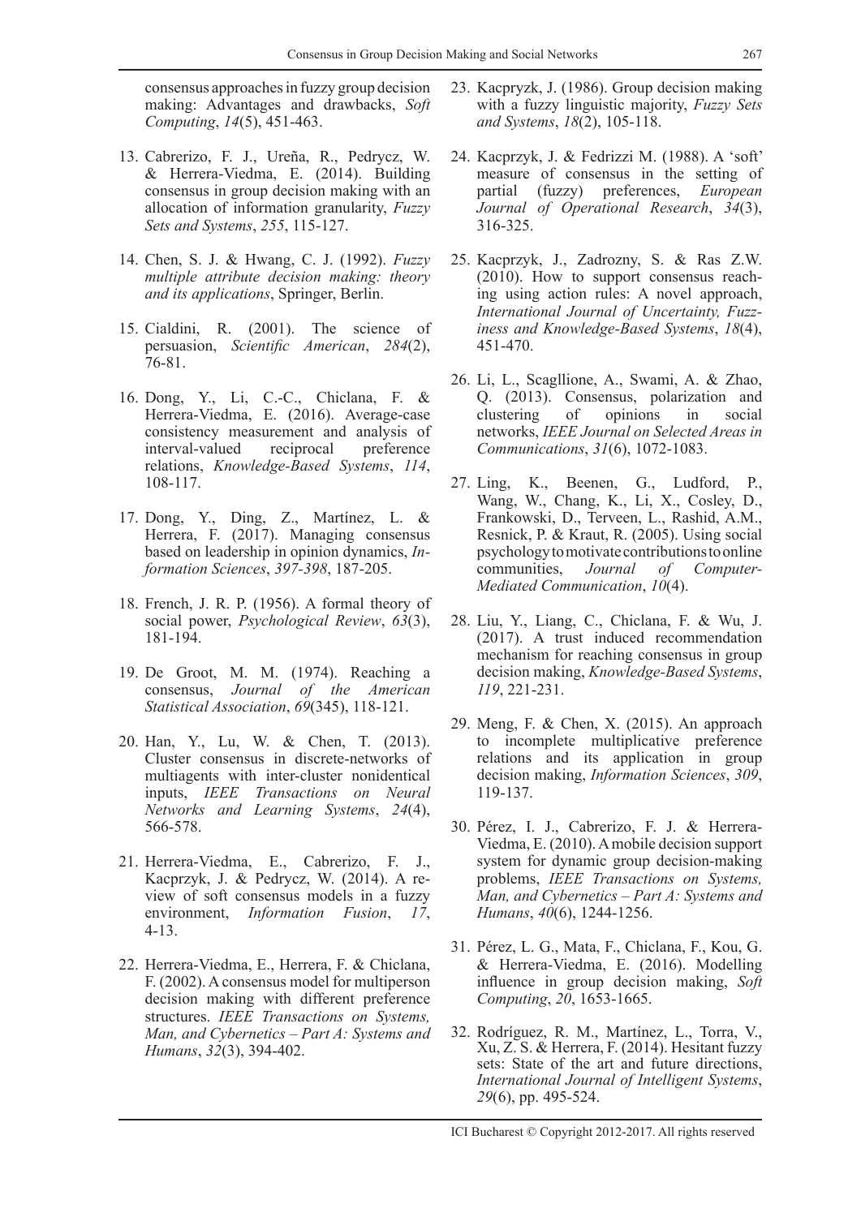consensus approaches in fuzzy group decision making: Advantages and drawbacks, *Soft Computing*, *14*(5), 451-463.

13. Cabrerizo, F. J., Ureña, R., Pedrycz, W. & Herrera-Viedma, E. (2014). Building consensus in group decision making with an allocation of information granularity, *Fuzzy Sets and Systems*, *255*, 115-127.

14. Chen, S. J. & Hwang, C. J. (1992). *Fuzzy multiple attribute decision making: theory and its applications*, Springer, Berlin.

15. Cialdini, R. (2001). The science of persuasion, *Scientific American*, *284*(2), 76-81.

16. Dong, Y., Li, C.-C., Chiclana, F. & Herrera-Viedma, E. (2016). Average-case consistency measurement and analysis of interval-valued reciprocal preference relations, *Knowledge-Based Systems*, *114*, 108-117.

17. Dong, Y., Ding, Z., Martínez, L. & Herrera, F. (2017). Managing consensus based on leadership in opinion dynamics, *Information Sciences*, *397-398*, 187-205.

18. French, J. R. P. (1956). A formal theory of social power, *Psychological Review*, *63*(3), 181-194.

19. De Groot, M. M. (1974). Reaching a consensus, *Journal of the American Statistical Association*, *69*(345), 118-121.

20. Han, Y., Lu, W. & Chen, T. (2013). Cluster consensus in discrete-networks of multiagents with inter-cluster nonidentical inputs, *IEEE Transactions on Neural Networks and Learning Systems*, *24*(4), 566-578.

21. Herrera-Viedma, E., Cabrerizo, F. J., Kacprzyk, J. & Pedrycz, W. (2014). A review of soft consensus models in a fuzzy environment, *Information Fusion*, *17*, 4-13.

22. Herrera-Viedma, E., Herrera, F. & Chiclana, F. (2002). A consensus model for multiperson decision making with different preference structures. *IEEE Transactions on Systems, Man, and Cybernetics – Part A: Systems and Humans*, *32*(3), 394-402.

23. Kacpryzk, J. (1986). Group decision making with a fuzzy linguistic majority, *Fuzzy Sets and Systems*, *18*(2), 105-118.

24. Kacprzyk, J. & Fedrizzi M. (1988). A 'soft' measure of consensus in the setting of partial (fuzzy) preferences, *European Journal of Operational Research*, *34*(3), 316-325.

25. Kacprzyk, J., Zadrozny, S. & Ras Z.W. (2010). How to support consensus reaching using action rules: A novel approach, *International Journal of Uncertainty, Fuzziness and Knowledge-Based Systems*, *18*(4), 451-470.

26. Li, L., Scagllione, A., Swami, A. & Zhao, Q. (2013). Consensus, polarization and clustering of opinions in social networks, *IEEE Journal on Selected Areas in Communications*, *31*(6), 1072-1083.

27. Ling, K., Beenen, G., Ludford, P., Wang, W., Chang, K., Li, X., Cosley, D., Frankowski, D., Terveen, L., Rashid, A.M., Resnick, P. & Kraut, R. (2005). Using social psychology to motivate contributions to online communities, *Journal of Computer-Mediated Communication*, *10*(4).

28. Liu, Y., Liang, C., Chiclana, F. & Wu, J. (2017). A trust induced recommendation mechanism for reaching consensus in group decision making, *Knowledge-Based Systems*, *119*, 221-231.

29. Meng, F. & Chen, X. (2015). An approach to incomplete multiplicative preference relations and its application in group decision making, *Information Sciences*, *309*, 119-137.

30. Pérez, I. J., Cabrerizo, F. J. & Herrera-Viedma, E. (2010). A mobile decision support system for dynamic group decision-making problems, *IEEE Transactions on Systems, Man, and Cybernetics – Part A: Systems and Humans*, *40*(6), 1244-1256.

31. Pérez, L. G., Mata, F., Chiclana, F., Kou, G. & Herrera-Viedma, E. (2016). Modelling influence in group decision making, *Soft Computing*, *20*, 1653-1665.

32. Rodríguez, R. M., Martínez, L., Torra, V., Xu, Z. S. & Herrera, F. (2014). Hesitant fuzzy sets: State of the art and future directions, *International Journal of Intelligent Systems*, *29*(6), pp. 495-524.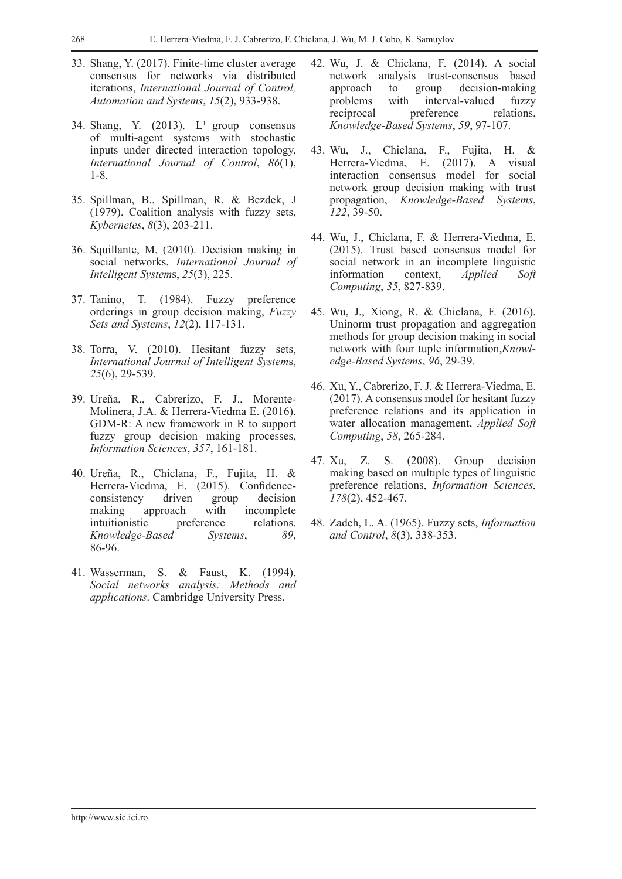33. Shang, Y. (2017). Finite-time cluster average consensus for networks via distributed iterations, *International Journal of Control, Automation and Systems*, *15*(2), 933-938.

34. Shang, Y. (2013). $L^1$ group consensus of multi-agent systems with stochastic inputs under directed interaction topology, *International Journal of Control*, *86*(1), 1-8.

35. Spillman, B., Spillman, R. & Bezdek, J (1979). Coalition analysis with fuzzy sets, *Kybernetes*, *8*(3), 203-211.

36. Squillante, M. (2010). Decision making in social networks, *International Journal of Intelligent Systems*, *25*(3), 225.

37. Tanino, T. (1984). Fuzzy preference orderings in group decision making, *Fuzzy Sets and Systems*, *12*(2), 117-131.

38. Torra, V. (2010). Hesitant fuzzy sets, *International Journal of Intelligent Systems*, *25*(6), 29-539.

39. Ureña, R., Cabrerizo, F. J., Morente-Molinera, J.A. & Herrera-Viedma E. (2016). GDM-R: A new framework in R to support fuzzy group decision making processes, *Information Sciences*, *357*, 161-181.

40. Ureña, R., Chiclana, F., Fujita, H. & Herrera-Viedma, E. (2015). Confidence-consistency driven group decision making approach with incomplete intuitionistic preference relations. *Knowledge-Based Systems*, *89*, 86-96.

41. Wasserman, S. & Faust, K. (1994). *Social networks analysis: Methods and applications*. Cambridge University Press.

42. Wu, J. & Chiclana, F. (2014). A social network analysis trust-consensus based approach to group decision-making problems with interval-valued fuzzy reciprocal preference relations, *Knowledge-Based Systems*, *59*, 97-107.

43. Wu, J., Chiclana, F., Fujita, H. & Herrera-Viedma, E. (2017). A visual interaction consensus model for social network group decision making with trust propagation, *Knowledge-Based Systems*, *122*, 39-50.

44. Wu, J., Chiclana, F. & Herrera-Viedma, E. (2015). Trust based consensus model for social network in an incomplete linguistic information context, *Applied Soft Computing*, *35*, 827-839.

45. Wu, J., Xiong, R. & Chiclana, F. (2016). Uninorm trust propagation and aggregation methods for group decision making in social network with four tuple information,*Knowledge-Based Systems*, *96*, 29-39.

46. Xu, Y., Cabrerizo, F. J. & Herrera-Viedma, E. (2017). A consensus model for hesitant fuzzy preference relations and its application in water allocation management, *Applied Soft Computing*, *58*, 265-284.

47. Xu, Z. S. (2008). Group decision making based on multiple types of linguistic preference relations, *Information Sciences*, *178*(2), 452-467.

48. Zadeh, L. A. (1965). Fuzzy sets, *Information and Control*, *8*(3), 338-353.